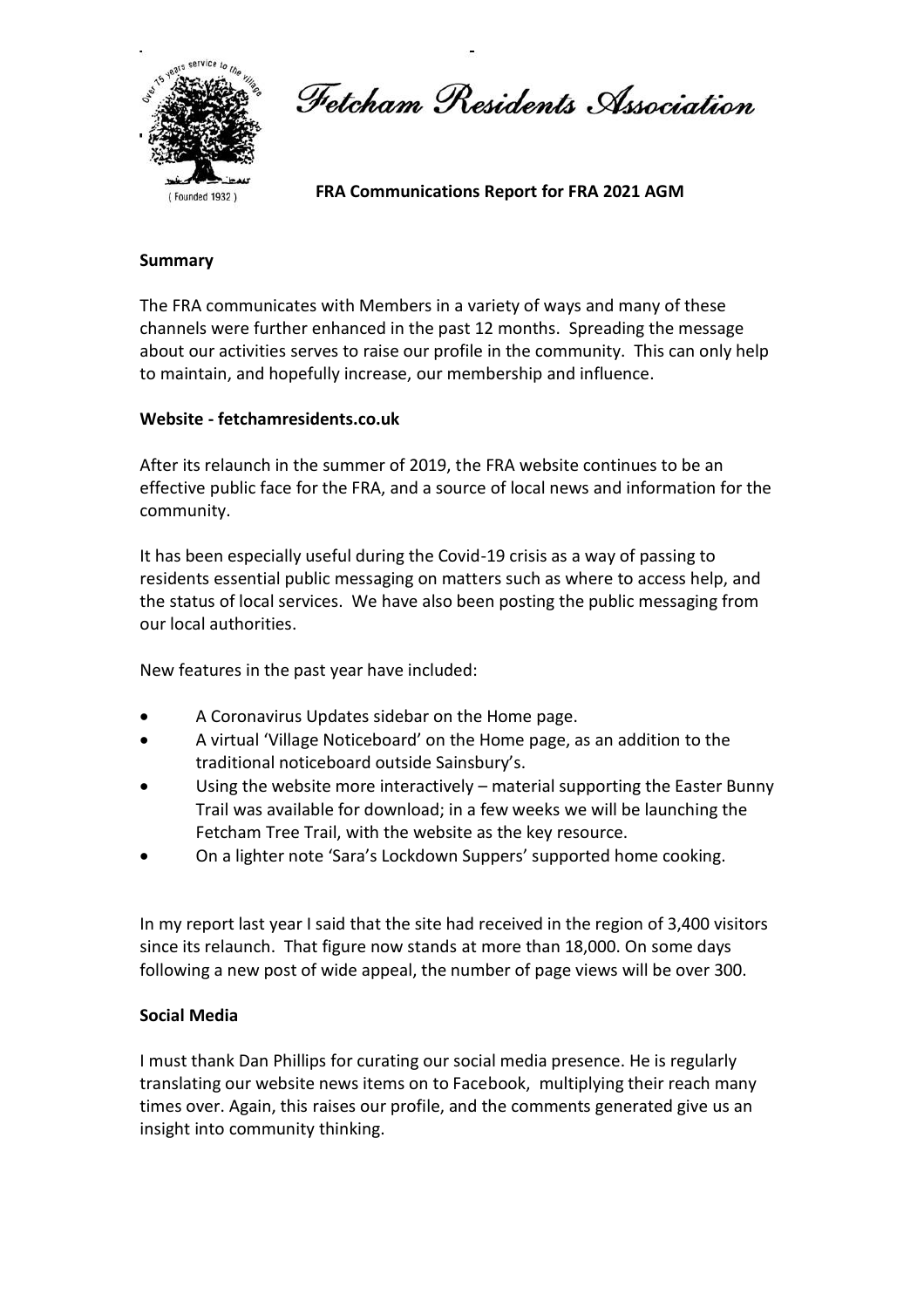# Fetcham Residents Association

(Founded 1932)

**FRA Communications Report for FRA 2021 AGM**

## Summary

The FRA communicates with Members in a variety of ways and many of these channels were further enhanced in the past 12 months. Spreading the message about our activities serves to raise our profile in the community. This can only help to maintain, and hopefully increase, our membership and influence.

## Website - fetchamresidents.co.uk

After its relaunch in the summer of 2019, the FRA website continues to be an effective public face for the FRA, and a source of local news and information for the community.

It has been especially useful during the Covid-19 crisis as a way of passing to residents essential public messaging on matters such as where to access help, and the status of local services. We have also been posting the public messaging from our local authorities.

New features in the past year have included:

- A Coronavirus Updates sidebar on the Home page.
- A virtual 'Village Noticeboard' on the Home page, as an addition to the traditional noticeboard outside Sainsbury's.
- Using the website more interactively – material supporting the Easter Bunny Trail was available for download; in a few weeks we will be launching the Fetcham Tree Trail, with the website as the key resource.
- On a lighter note 'Sara's Lockdown Suppers' supported home cooking.

In my report last year I said that the site had received in the region of 3,400 visitors since its relaunch. That figure now stands at more than 18,000. On some days following a new post of wide appeal, the number of page views will be over 300.

## Social Media

I must thank Dan Phillips for curating our social media presence. He is regularly translating our website news items on to Facebook, multiplying their reach many times over. Again, this raises our profile, and the comments generated give us an insight into community thinking.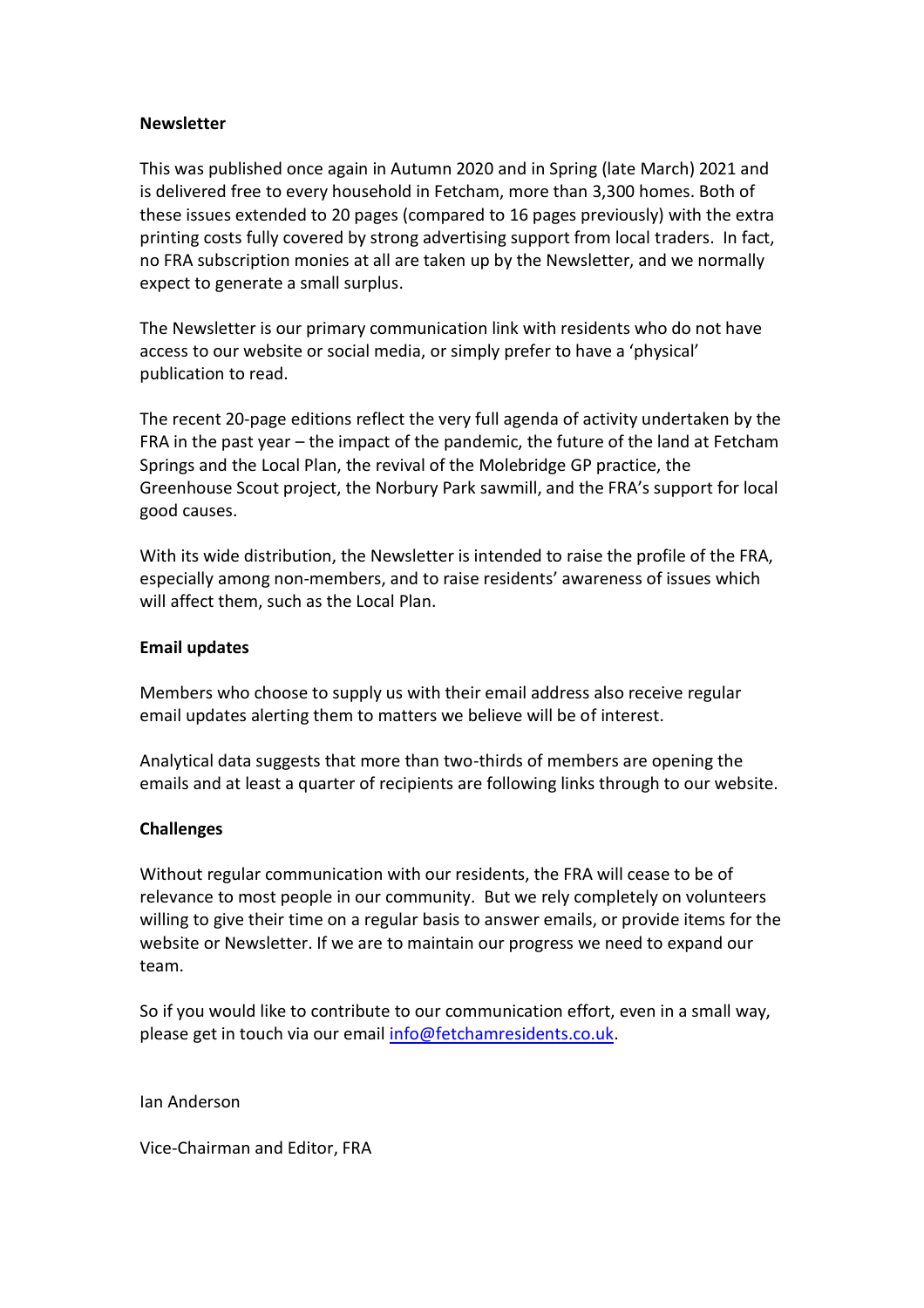**Newsletter**

This was published once again in Autumn 2020 and in Spring (late March) 2021 and is delivered free to every household in Fetcham, more than 3,300 homes. Both of these issues extended to 20 pages (compared to 16 pages previously) with the extra printing costs fully covered by strong advertising support from local traders. In fact, no FRA subscription monies at all are taken up by the Newsletter, and we normally expect to generate a small surplus.

The Newsletter is our primary communication link with residents who do not have access to our website or social media, or simply prefer to have a 'physical' publication to read.

The recent 20-page editions reflect the very full agenda of activity undertaken by the FRA in the past year – the impact of the pandemic, the future of the land at Fetcham Springs and the Local Plan, the revival of the Molebridge GP practice, the Greenhouse Scout project, the Norbury Park sawmill, and the FRA's support for local good causes.

With its wide distribution, the Newsletter is intended to raise the profile of the FRA, especially among non-members, and to raise residents' awareness of issues which will affect them, such as the Local Plan.

**Email updates**

Members who choose to supply us with their email address also receive regular email updates alerting them to matters we believe will be of interest.

Analytical data suggests that more than two-thirds of members are opening the emails and at least a quarter of recipients are following links through to our website.

**Challenges**

Without regular communication with our residents, the FRA will cease to be of relevance to most people in our community. But we rely completely on volunteers willing to give their time on a regular basis to answer emails, or provide items for the website or Newsletter. If we are to maintain our progress we need to expand our team.

So if you would like to contribute to our communication effort, even in a small way, please get in touch via our email info@fetchamresidents.co.uk.

Ian Anderson

Vice-Chairman and Editor, FRA